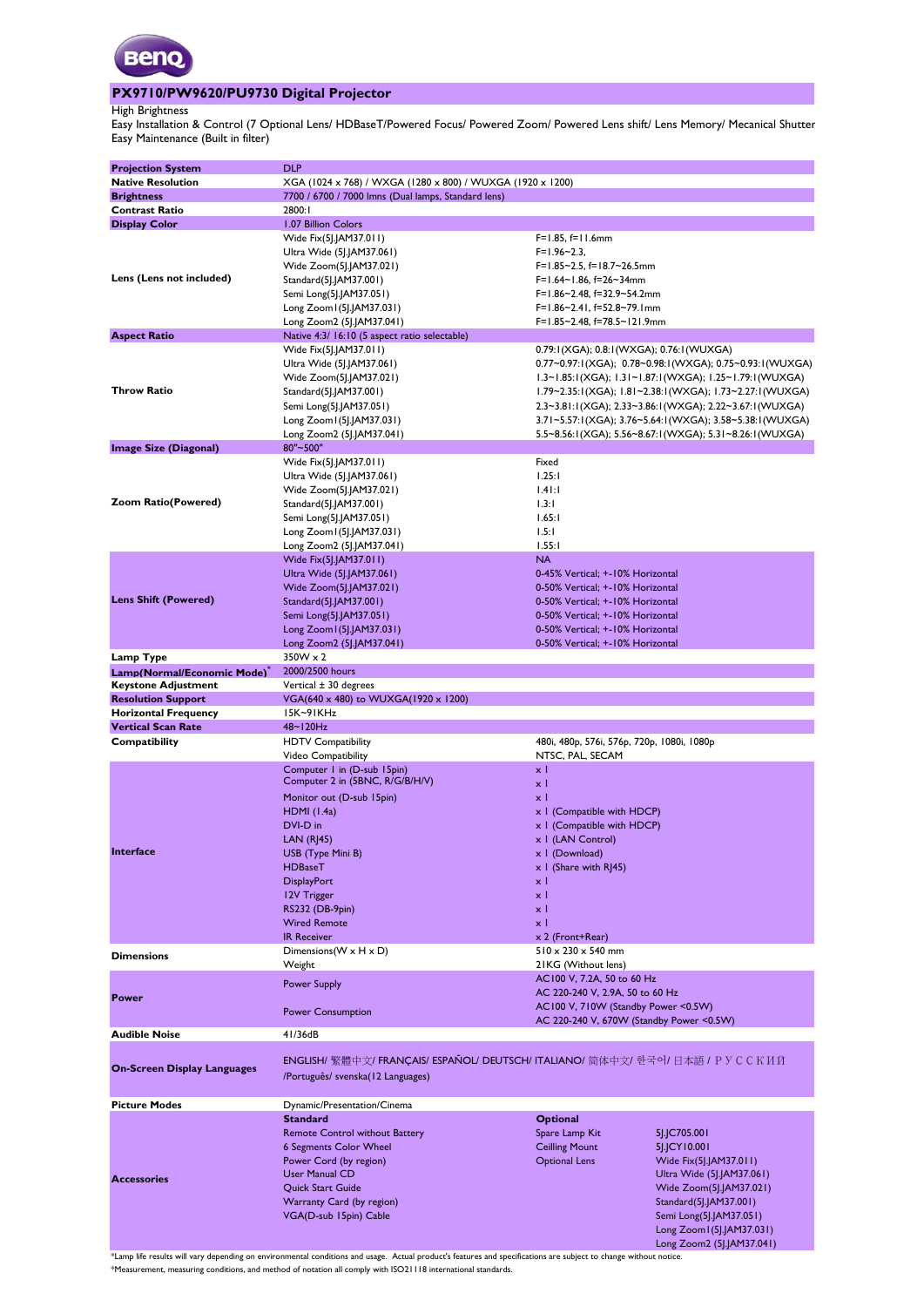# PX9710/PW9620/PU9730 Digital Projector

High Brightness
Easy Installation & Control (7 Optional Lens/ HDBaseT/Powered Focus/ Powered Zoom/ Powered Lens shift/ Lens Memory/ Mecanical Shutter
Easy Maintenance (Built in filter)

| | | | |
|---|---|---|---|
| **Projection System** | DLP | | |
| **Native Resolution** | XGA (1024 x 768) / WXGA (1280 x 800) / WUXGA (1920 x 1200) | | |
| **Brightness** | 7700 / 6700 / 7000 lmns (Dual lamps, Standard lens) | | |
| **Contrast Ratio** | 2800:1 | | |
| **Display Color** | 1.07 Billion Colors | | |
| **Lens (Lens not included)** | Wide Fix(5J.JAM37.011) | F=1.85, f=11.6mm | |
| | Ultra Wide (5J.JAM37.061) | F=1.96~2.3, | |
| | Wide Zoom(5J.JAM37.021) | F=1.85~2.5, f=18.7~26.5mm | |
| | Standard(5J.JAM37.001) | F=1.64~1.86, f=26~34mm | |
| | Semi Long(5J.JAM37.051) | F=1.86~2.48, f=32.9~54.2mm | |
| | Long Zoom1(5J.JAM37.031) | F=1.86~2.41, f=52.8~79.1mm | |
| | Long Zoom2 (5J.JAM37.041) | F=1.85~2.48, f=78.5~121.9mm | |
| **Aspect Ratio** | Native 4:3/ 16:10 (5 aspect ratio selectable) | | |
| **Throw Ratio** | Wide Fix(5J.JAM37.011) | 0.79:1(XGA); 0.8:1(WXGA); 0.76:1(WUXGA) | |
| | Ultra Wide (5J.JAM37.061) | 0.77~0.97:1(XGA); 0.78~0.98:1(WXGA); 0.75~0.93:1(WUXGA) | |
| | Wide Zoom(5J.JAM37.021) | 1.3~1.85:1(XGA); 1.31~1.87:1(WXGA); 1.25~1.79:1(WUXGA) | |
| | Standard(5J.JAM37.001) | 1.79~2.35:1(XGA); 1.81~2.38:1(WXGA); 1.73~2.27:1(WUXGA) | |
| | Semi Long(5J.JAM37.051) | 2.3~3.81:1(XGA); 2.33~3.86:1(WXGA); 2.22~3.67:1(WUXGA) | |
| | Long Zoom1(5J.JAM37.031) | 3.71~5.57:1(XGA); 3.76~5.64:1(WXGA); 3.58~5.38:1(WUXGA) | |
| | Long Zoom2 (5J.JAM37.041) | 5.5~8.56:1(XGA); 5.56~8.67:1(WXGA); 5.31~8.26:1(WUXGA) | |
| **Image Size (Diagonal)** | 80"~500" | | |
| **Zoom Ratio(Powered)** | Wide Fix(5J.JAM37.011) | Fixed | |
| | Ultra Wide (5J.JAM37.061) | 1.25:1 | |
| | Wide Zoom(5J.JAM37.021) | 1.41:1 | |
| | Standard(5J.JAM37.001) | 1.3:1 | |
| | Semi Long(5J.JAM37.051) | 1.65:1 | |
| | Long Zoom1(5J.JAM37.031) | 1.5:1 | |
| | Long Zoom2 (5J.JAM37.041) | 1.55:1 | |
| **Lens Shift (Powered)** | Wide Fix(5J.JAM37.011) | NA | |
| | Ultra Wide (5J.JAM37.061) | 0-45% Vertical; +-10% Horizontal | |
| | Wide Zoom(5J.JAM37.021) | 0-50% Vertical; +-10% Horizontal | |
| | Standard(5J.JAM37.001) | 0-50% Vertical; +-10% Horizontal | |
| | Semi Long(5J.JAM37.051) | 0-50% Vertical; +-10% Horizontal | |
| | Long Zoom1(5J.JAM37.031) | 0-50% Vertical; +-10% Horizontal | |
| | Long Zoom2 (5J.JAM37.041) | 0-50% Vertical; +-10% Horizontal | |
| **Lamp Type** | 350W x 2 | | |
| **Lamp(Normal/Economic Mode)*** | 2000/2500 hours | | |
| **Keystone Adjustment** | Vertical ± 30 degrees | | |
| **Resolution Support** | VGA(640 x 480) to WUXGA(1920 x 1200) | | |
| **Horizontal Frequency** | 15K~91KHz | | |
| **Vertical Scan Rate** | 48~120Hz | | |
| **Compatibility** | HDTV Compatibility | 480i, 480p, 576i, 576p, 720p, 1080i, 1080p | |
| | Video Compatibility | NTSC, PAL, SECAM | |
| **Interface** | Computer 1 in (D-sub 15pin) | x 1 | |
| | Computer 2 in (5BNC, R/G/B/H/V) | x 1 | |
| | Monitor out (D-sub 15pin) | x 1 | |
| | HDMI (1.4a) | x 1 (Compatible with HDCP) | |
| | DVI-D in | x 1 (Compatible with HDCP) | |
| | LAN (RJ45) | x 1 (LAN Control) | |
| | USB (Type Mini B) | x 1 (Download) | |
| | HDBaseT | x 1 (Share with RJ45) | |
| | DisplayPort | x 1 | |
| | 12V Trigger | x 1 | |
| | RS232 (DB-9pin) | x 1 | |
| | Wired Remote | x 1 | |
| | IR Receiver | x 2 (Front+Rear) | |
| **Dimensions** | Dimensions(W x H x D) | 510 x 230 x 540 mm | |
| | Weight | 21KG (Without lens) | |
| **Power** | Power Supply | AC100 V, 7.2A, 50 to 60 Hz | |
| | | AC 220-240 V, 2.9A, 50 to 60 Hz | |
| | Power Consumption | AC100 V, 710W (Standby Power <0.5W) | |
| | | AC 220-240 V, 670W (Standby Power <0.5W) | |
| **Audible Noise** | 41/36dB | | |
| **On-Screen Display Languages** | ENGLISH/ 繁體中文/ FRANÇAIS/ ESPAÑOL/ DEUTSCH/ ITALIANO/ 简体中文/ 한국어/ 日本語 / РУССКИЙ /Português/ svenska(12 Languages) | | |
| **Picture Modes** | Dynamic/Presentation/Cinema | | |
| **Accessories** | **Standard** | **Optional** | |
| | Remote Control without Battery | Spare Lamp Kit | 5J.JC705.001 |
| | 6 Segments Color Wheel | Ceilling Mount | 5J.JCY10.001 |
| | Power Cord (by region) | Optional Lens | Wide Fix(5J.JAM37.011) |
| | User Manual CD | | Ultra Wide (5J.JAM37.061) |
| | Quick Start Guide | | Wide Zoom(5J.JAM37.021) |
| | Warranty Card (by region) | | Standard(5J.JAM37.001) |
| | VGA(D-sub 15pin) Cable | | Semi Long(5J.JAM37.051) |
| | | | Long Zoom1(5J.JAM37.031) |
| | | | Long Zoom2 (5J.JAM37.041) |

*Lamp life results will vary depending on environmental conditions and usage. Actual product's features and specifications are subject to change without notice.
*Measurement, measuring conditions, and method of notation all comply with ISO21118 international standards.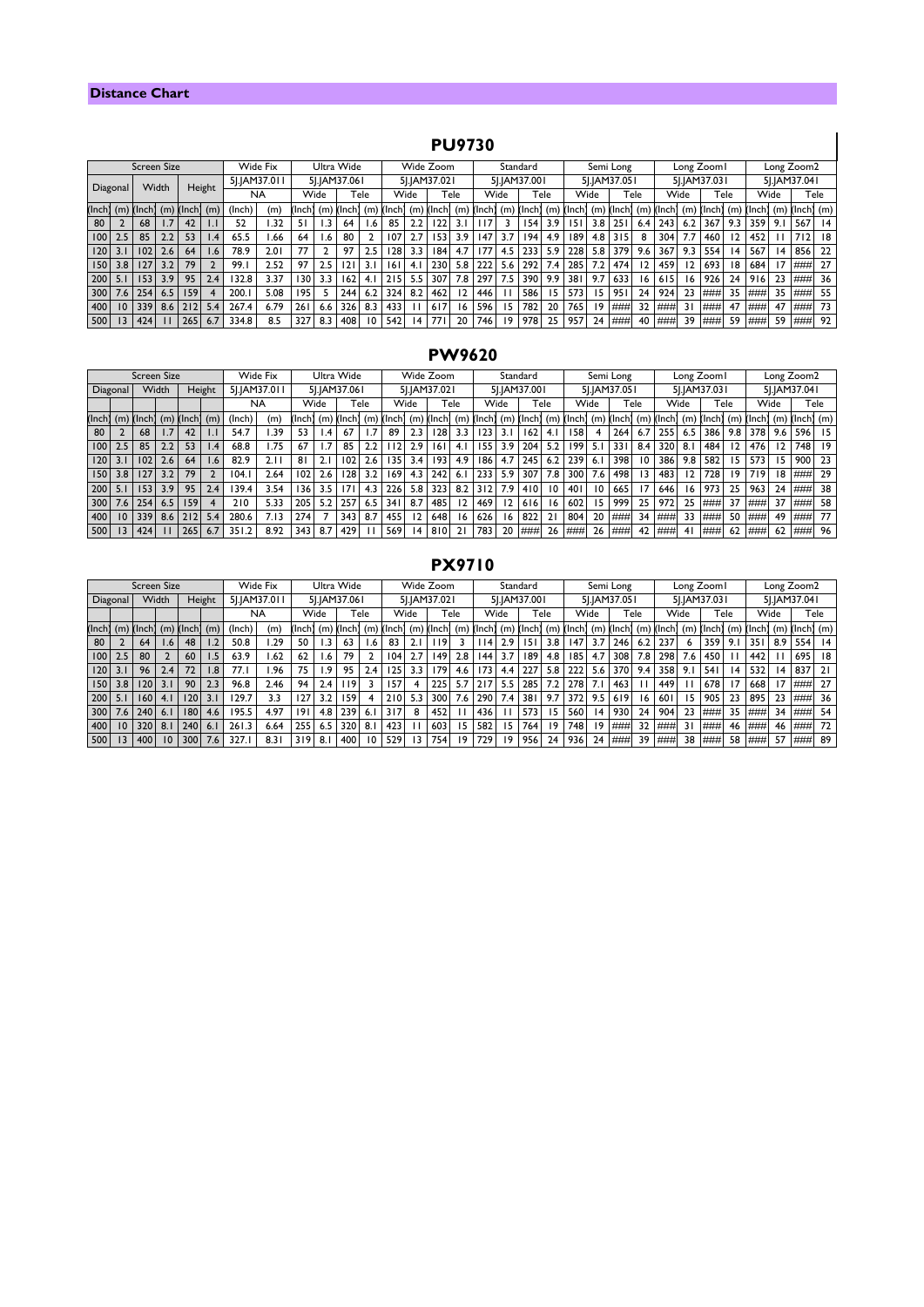## Distance Chart

### PU9730

| Screen Size | | | | | | Wide Fix | | Ultra Wide | | | | Wide Zoom | | | | Standard | | | | Semi Long | | | | Long Zoom1 | | | | Long Zoom2 | | | |
|---|---|---|---|---|---|---|---|---|---|---|---|---|---|---|---|---|---|---|---|---|---|---|---|---|---|---|---|---|---|---|---|
| Diagonal | | Width | | Height | | 5J.JAM37.011 | | 5J.JAM37.061 | | | | 5J.JAM37.021 | | | | 5J.JAM37.001 | | | | 5J.JAM37.051 | | | | 5J.JAM37.031 | | | | 5J.JAM37.041 | | | |
| | | | | | | NA | | Wide | | Tele | | Wide | | Tele | | Wide | | Tele | | Wide | | Tele | | Wide | | Tele | | Wide | | Tele | |
| (Inch) | (m) | (Inch) | (m) | (Inch) | (m) | (Inch) | (m) | (Inch) | (m) | (Inch) | (m) | (Inch) | (m) | (Inch) | (m) | (Inch) | (m) | (Inch) | (m) | (Inch) | (m) | (Inch) | (m) | (Inch) | (m) | (Inch) | (m) | (Inch) | (m) | (Inch) | (m) |
| 80 | 2 | 68 | 1.7 | 42 | 1.1 | 52 | 1.32 | 51 | 1.3 | 64 | 1.6 | 85 | 2.2 | 122 | 3.1 | 117 | 3 | 154 | 3.9 | 151 | 3.8 | 251 | 6.4 | 243 | 6.2 | 367 | 9.3 | 359 | 9.1 | 567 | 14 |
| 100 | 2.5 | 85 | 2.2 | 53 | 1.4 | 65.5 | 1.66 | 64 | 1.6 | 80 | 2 | 107 | 2.7 | 153 | 3.9 | 147 | 3.7 | 194 | 4.9 | 189 | 4.8 | 315 | 8 | 304 | 7.7 | 460 | 12 | 452 | 11 | 712 | 18 |
| 120 | 3.1 | 102 | 2.6 | 64 | 1.6 | 78.9 | 2.01 | 77 | 2 | 97 | 2.5 | 128 | 3.3 | 184 | 4.7 | 177 | 4.5 | 233 | 5.9 | 228 | 5.8 | 379 | 9.6 | 367 | 9.3 | 554 | 14 | 567 | 14 | 856 | 22 |
| 150 | 3.8 | 127 | 3.2 | 79 | 2 | 99.1 | 2.52 | 97 | 2.5 | 121 | 3.1 | 161 | 4.1 | 230 | 5.8 | 222 | 5.6 | 292 | 7.4 | 285 | 7.2 | 474 | 12 | 459 | 12 | 693 | 18 | 684 | 17 | ### | 27 |
| 200 | 5.1 | 153 | 3.9 | 95 | 2.4 | 132.8 | 3.37 | 130 | 3.3 | 162 | 4.1 | 215 | 5.5 | 307 | 7.8 | 297 | 7.5 | 390 | 9.9 | 381 | 9.7 | 633 | 16 | 615 | 16 | 926 | 24 | 916 | 23 | ### | 36 |
| 300 | 7.6 | 254 | 6.5 | 159 | 4 | 200.1 | 5.08 | 195 | 5 | 244 | 6.2 | 324 | 8.2 | 462 | 12 | 446 | 11 | 586 | 15 | 573 | 15 | 951 | 24 | 924 | 23 | ### | 35 | ### | 35 | ### | 55 |
| 400 | 10 | 339 | 8.6 | 212 | 5.4 | 267.4 | 6.79 | 261 | 6.6 | 326 | 8.3 | 433 | 11 | 617 | 16 | 596 | 15 | 782 | 20 | 765 | 19 | ### | 32 | ### | 31 | ### | 47 | ### | 47 | ### | 73 |
| 500 | 13 | 424 | 11 | 265 | 6.7 | 334.8 | 8.5 | 327 | 8.3 | 408 | 10 | 542 | 14 | 771 | 20 | 746 | 19 | 978 | 25 | 957 | 24 | ### | 40 | ### | 39 | ### | 59 | ### | 59 | ### | 92 |

### PW9620

| Screen Size | | | | | | Wide Fix | | Ultra Wide | | | | Wide Zoom | | | | Standard | | | | Semi Long | | | | Long Zoom1 | | | | Long Zoom2 | | | |
|---|---|---|---|---|---|---|---|---|---|---|---|---|---|---|---|---|---|---|---|---|---|---|---|---|---|---|---|---|---|---|---|
| Diagonal | | Width | | Height | | 5J.JAM37.011 | | 5J.JAM37.061 | | | | 5J.JAM37.021 | | | | 5J.JAM37.001 | | | | 5J.JAM37.051 | | | | 5J.JAM37.031 | | | | 5J.JAM37.041 | | | |
| | | | | | | NA | | Wide | | Tele | | Wide | | Tele | | Wide | | Tele | | Wide | | Tele | | Wide | | Tele | | Wide | | Tele | |
| (Inch) | (m) | (Inch) | (m) | (Inch) | (m) | (Inch) | (m) | (Inch) | (m) | (Inch) | (m) | (Inch) | (m) | (Inch) | (m) | (Inch) | (m) | (Inch) | (m) | (Inch) | (m) | (Inch) | (m) | (Inch) | (m) | (Inch) | (m) | (Inch) | (m) | (Inch) | (m) |
| 80 | 2 | 68 | 1.7 | 42 | 1.1 | 54.7 | 1.39 | 53 | 1.4 | 67 | 1.7 | 89 | 2.3 | 128 | 3.3 | 123 | 3.1 | 162 | 4.1 | 158 | 4 | 264 | 6.7 | 255 | 6.5 | 386 | 9.8 | 378 | 9.6 | 596 | 15 |
| 100 | 2.5 | 85 | 2.2 | 53 | 1.4 | 68.8 | 1.75 | 67 | 1.7 | 85 | 2.2 | 112 | 2.9 | 161 | 4.1 | 155 | 3.9 | 204 | 5.2 | 199 | 5.1 | 331 | 8.4 | 320 | 8.1 | 484 | 12 | 476 | 12 | 748 | 19 |
| 120 | 3.1 | 102 | 2.6 | 64 | 1.6 | 82.9 | 2.11 | 81 | 2.1 | 102 | 2.6 | 135 | 3.4 | 193 | 4.9 | 186 | 4.7 | 245 | 6.2 | 239 | 6.1 | 398 | 10 | 386 | 9.8 | 582 | 15 | 573 | 15 | 900 | 23 |
| 150 | 3.8 | 127 | 3.2 | 79 | 2 | 104.1 | 2.64 | 102 | 2.6 | 128 | 3.2 | 169 | 4.3 | 242 | 6.1 | 233 | 5.9 | 307 | 7.8 | 300 | 7.6 | 498 | 13 | 483 | 12 | 728 | 19 | 719 | 18 | ### | 29 |
| 200 | 5.1 | 153 | 3.9 | 95 | 2.4 | 139.4 | 3.54 | 136 | 3.5 | 171 | 4.3 | 226 | 5.8 | 323 | 8.2 | 312 | 7.9 | 410 | 10 | 401 | 10 | 665 | 17 | 646 | 16 | 973 | 25 | 963 | 24 | ### | 38 |
| 300 | 7.6 | 254 | 6.5 | 159 | 4 | 210 | 5.33 | 205 | 5.2 | 257 | 6.5 | 341 | 8.7 | 485 | 12 | 469 | 12 | 616 | 16 | 602 | 15 | 999 | 25 | 972 | 25 | ### | 37 | ### | 37 | ### | 58 |
| 400 | 10 | 339 | 8.6 | 212 | 5.4 | 280.6 | 7.13 | 274 | 7 | 343 | 8.7 | 455 | 12 | 648 | 16 | 626 | 16 | 822 | 21 | 804 | 20 | ### | 34 | ### | 33 | ### | 50 | ### | 49 | ### | 77 |
| 500 | 13 | 424 | 11 | 265 | 6.7 | 351.2 | 8.92 | 343 | 8.7 | 429 | 11 | 569 | 14 | 810 | 21 | 783 | 20 | ### | 26 | ### | 26 | ### | 42 | ### | 41 | ### | 62 | ### | 62 | ### | 96 |

### PX9710

| Screen Size | | | | | | Wide Fix | | Ultra Wide | | | | Wide Zoom | | | | Standard | | | | Semi Long | | | | Long Zoom1 | | | | Long Zoom2 | | | |
|---|---|---|---|---|---|---|---|---|---|---|---|---|---|---|---|---|---|---|---|---|---|---|---|---|---|---|---|---|---|---|---|
| Diagonal | | Width | | Height | | 5J.JAM37.011 | | 5J.JAM37.061 | | | | 5J.JAM37.021 | | | | 5J.JAM37.001 | | | | 5J.JAM37.051 | | | | 5J.JAM37.031 | | | | 5J.JAM37.041 | | | |
| | | | | | | NA | | Wide | | Tele | | Wide | | Tele | | Wide | | Tele | | Wide | | Tele | | Wide | | Tele | | Wide | | Tele | |
| (Inch) | (m) | (Inch) | (m) | (Inch) | (m) | (Inch) | (m) | (Inch) | (m) | (Inch) | (m) | (Inch) | (m) | (Inch) | (m) | (Inch) | (m) | (Inch) | (m) | (Inch) | (m) | (Inch) | (m) | (Inch) | (m) | (Inch) | (m) | (Inch) | (m) | (Inch) | (m) |
| 80 | 2 | 64 | 1.6 | 48 | 1.2 | 50.8 | 1.29 | 50 | 1.3 | 63 | 1.6 | 83 | 2.1 | 119 | 3 | 114 | 2.9 | 151 | 3.8 | 147 | 3.7 | 246 | 6.2 | 237 | 6 | 359 | 9.1 | 351 | 8.9 | 554 | 14 |
| 100 | 2.5 | 80 | 2 | 60 | 1.5 | 63.9 | 1.62 | 62 | 1.6 | 79 | 2 | 104 | 2.7 | 149 | 2.8 | 144 | 3.7 | 189 | 4.8 | 185 | 4.7 | 308 | 7.8 | 298 | 7.6 | 450 | 11 | 442 | 11 | 695 | 18 |
| 120 | 3.1 | 96 | 2.4 | 72 | 1.8 | 77.1 | 1.96 | 75 | 1.9 | 95 | 2.4 | 125 | 3.3 | 179 | 4.6 | 173 | 4.4 | 227 | 5.8 | 222 | 5.6 | 370 | 9.4 | 358 | 9.1 | 541 | 14 | 532 | 14 | 837 | 21 |
| 150 | 3.8 | 120 | 3.1 | 90 | 2.3 | 96.8 | 2.46 | 94 | 2.4 | 119 | 3 | 157 | 4 | 225 | 5.7 | 217 | 5.5 | 285 | 7.2 | 278 | 7.1 | 463 | 11 | 449 | 11 | 678 | 17 | 668 | 17 | ### | 27 |
| 200 | 5.1 | 160 | 4.1 | 120 | 3.1 | 129.7 | 3.3 | 127 | 3.2 | 159 | 4 | 210 | 5.3 | 300 | 7.6 | 290 | 7.4 | 381 | 9.7 | 372 | 9.5 | 619 | 16 | 601 | 15 | 905 | 23 | 895 | 23 | ### | 36 |
| 300 | 7.6 | 240 | 6.1 | 180 | 4.6 | 195.5 | 4.97 | 191 | 4.8 | 239 | 6.1 | 317 | 8 | 452 | 11 | 436 | 11 | 573 | 15 | 560 | 14 | 930 | 24 | 904 | 23 | ### | 35 | ### | 34 | ### | 54 |
| 400 | 10 | 320 | 8.1 | 240 | 6.1 | 261.3 | 6.64 | 255 | 6.5 | 320 | 8.1 | 423 | 11 | 603 | 15 | 582 | 15 | 764 | 19 | 748 | 19 | ### | 32 | ### | 31 | ### | 46 | ### | 46 | ### | 72 |
| 500 | 13 | 400 | 10 | 300 | 7.6 | 327.1 | 8.31 | 319 | 8.1 | 400 | 10 | 529 | 13 | 754 | 19 | 729 | 19 | 956 | 24 | 936 | 24 | ### | 39 | ### | 38 | ### | 58 | ### | 57 | ### | 89 |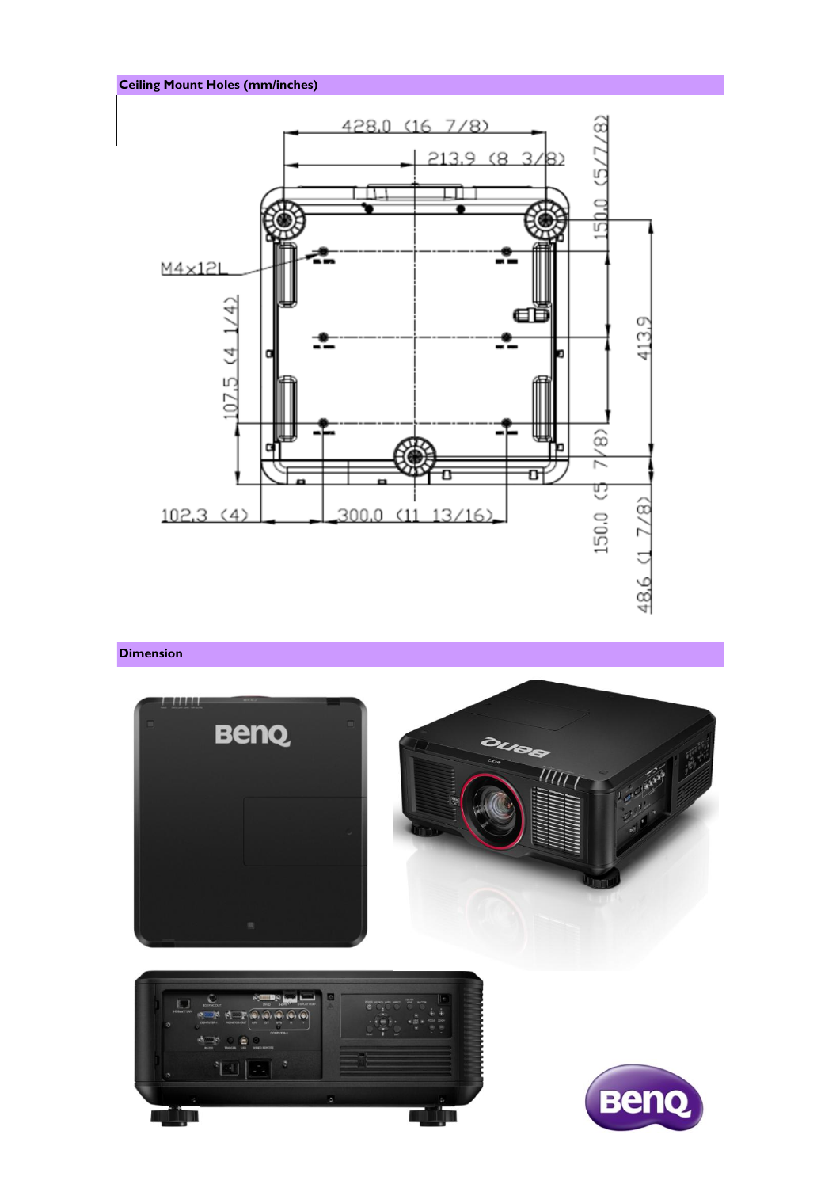## Ceiling Mount Holes (mm/inches)

428.0 (16 7/8)

213.9 (8 3/8)

150.0 (5 7/8)

M4x12L

107.5 (4 1/4)

413.9

102.3 (4)

300.0 (11 13/16)

150.0 (5 7/8)

48.6 (1 7/8)

## Dimension